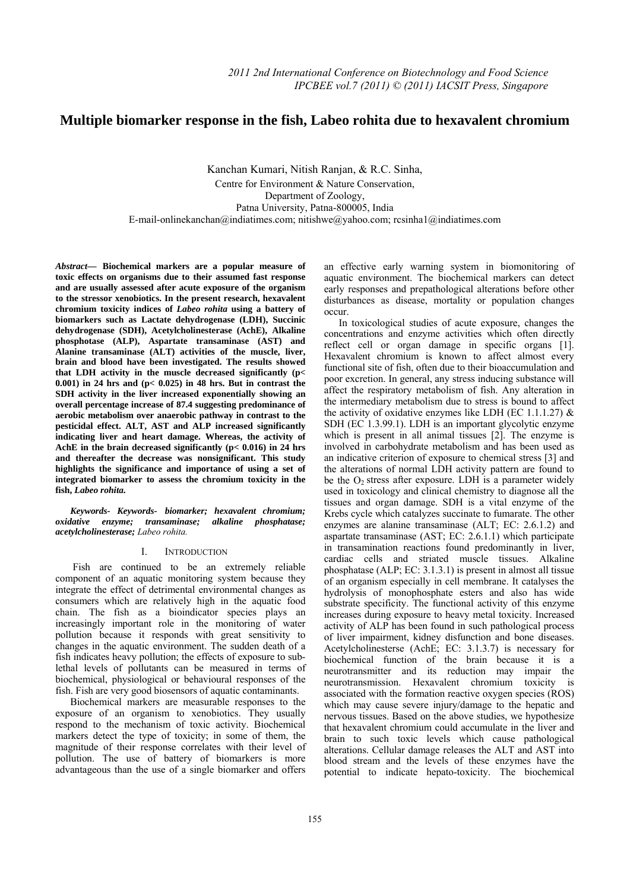# Multiple biomarker response in the fish, Labeo rohita due to hexavalent chromium

Kanchan Kumari, Nitish Ranjan, & R.C. Sinha,
Centre for Environment & Nature Conservation,
Department of Zoology,
Patna University, Patna-800005, India
E-mail-onlinekanchan@indiatimes.com; nitishwe@yahoo.com; rcsinha1@indiatimes.com

***Abstract*— Biochemical markers are a popular measure of toxic effects on organisms due to their assumed fast response and are usually assessed after acute exposure of the organism to the stressor xenobiotics. In the present research, hexavalent chromium toxicity indices of *Labeo rohita* using a battery of biomarkers such as Lactate dehydrogenase (LDH), Succinic dehydrogenase (SDH), Acetylcholinesterase (AchE), Alkaline phosphotase (ALP), Aspartate transaminase (AST) and Alanine transaminase (ALT) activities of the muscle, liver, brain and blood have been investigated. The results showed that LDH activity in the muscle decreased significantly ($p < 0.001$) in 24 hrs and ($p < 0.025$) in 48 hrs. But in contrast the SDH activity in the liver increased exponentially showing an overall percentage increase of 87.4 suggesting predominance of aerobic metabolism over anaerobic pathway in contrast to the pesticidal effect. ALT, AST and ALP increased significantly indicating liver and heart damage. Whereas, the activity of AchE in the brain decreased significantly ($p < 0.016$) in 24 hrs and thereafter the decrease was nonsignificant. This study highlights the significance and importance of using a set of integrated biomarker to assess the chromium toxicity in the fish, *Labeo rohita.***

***Keywords- Keywords- biomarker; hexavalent chromium; oxidative enzyme; transaminase; alkaline phosphatase; acetylcholinesterase;*** *Labeo rohita.*

## I. Introduction

Fish are continued to be an extremely reliable component of an aquatic monitoring system because they integrate the effect of detrimental environmental changes as consumers which are relatively high in the aquatic food chain. The fish as a bioindicator species plays an increasingly important role in the monitoring of water pollution because it responds with great sensitivity to changes in the aquatic environment. The sudden death of a fish indicates heavy pollution; the effects of exposure to sub-lethal levels of pollutants can be measured in terms of biochemical, physiological or behavioural responses of the fish. Fish are very good biosensors of aquatic contaminants.

Biochemical markers are measurable responses to the exposure of an organism to xenobiotics. They usually respond to the mechanism of toxic activity. Biochemical markers detect the type of toxicity; in some of them, the magnitude of their response correlates with their level of pollution. The use of battery of biomarkers is more advantageous than the use of a single biomarker and offers an effective early warning system in biomonitoring of aquatic environment. The biochemical markers can detect early responses and prepathological alterations before other disturbances as disease, mortality or population changes occur.

In toxicological studies of acute exposure, changes the concentrations and enzyme activities which often directly reflect cell or organ damage in specific organs [1]. Hexavalent chromium is known to affect almost every functional site of fish, often due to their bioaccumulation and poor excretion. In general, any stress inducing substance will affect the respiratory metabolism of fish. Any alteration in the intermediary metabolism due to stress is bound to affect the activity of oxidative enzymes like LDH (EC 1.1.1.27) & SDH (EC 1.3.99.1). LDH is an important glycolytic enzyme which is present in all animal tissues [2]. The enzyme is involved in carbohydrate metabolism and has been used as an indicative criterion of exposure to chemical stress [3] and the alterations of normal LDH activity pattern are found to be the $O_2$ stress after exposure. LDH is a parameter widely used in toxicology and clinical chemistry to diagnose all the tissues and organ damage. SDH is a vital enzyme of the Krebs cycle which catalyzes succinate to fumarate. The other enzymes are alanine transaminase (ALT; EC: 2.6.1.2) and aspartate transaminase (AST; EC: 2.6.1.1) which participate in transamination reactions found predominantly in liver, cardiac cells and striated muscle tissues. Alkaline phosphatase (ALP; EC: 3.1.3.1) is present in almost all tissue of an organism especially in cell membrane. It catalyses the hydrolysis of monophosphate esters and also has wide substrate specificity. The functional activity of this enzyme increases during exposure to heavy metal toxicity. Increased activity of ALP has been found in such pathological process of liver impairment, kidney disfunction and bone diseases. Acetylcholinesterse (AchE; EC: 3.1.3.7) is necessary for biochemical function of the brain because it is a neurotransmitter and its reduction may impair the neurotransmission. Hexavalent chromium toxicity is associated with the formation reactive oxygen species (ROS) which may cause severe injury/damage to the hepatic and nervous tissues. Based on the above studies, we hypothesize that hexavalent chromium could accumulate in the liver and brain to such toxic levels which cause pathological alterations. Cellular damage releases the ALT and AST into blood stream and the levels of these enzymes have the potential to indicate hepato-toxicity. The biochemical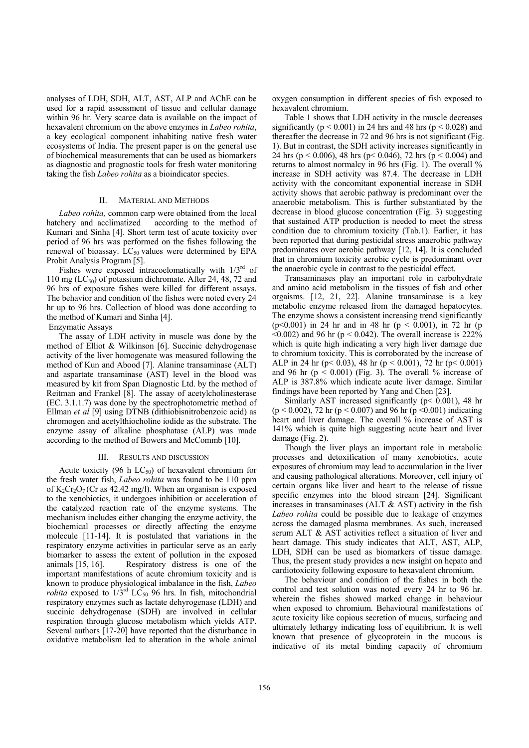analyses of LDH, SDH, ALT, AST, ALP and AChE can be used for a rapid assessment of tissue and cellular damage within 96 hr. Very scarce data is available on the impact of hexavalent chromium on the above enzymes in *Labeo rohita*, a key ecological component inhabiting native fresh water ecosystems of India. The present paper is on the general use of biochemical measurements that can be used as biomarkers as diagnostic and prognostic tools for fresh water monitoring taking the fish *Labeo rohita* as a bioindicator species.

## II. Material and Methods

*Labeo rohita,* common carp were obtained from the local hatchery and acclimatized according to the method of Kumari and Sinha [4]. Short term test of acute toxicity over period of 96 hrs was performed on the fishes following the renewal of bioassay. $LC_{50}$ values were determined by EPA Probit Analysis Program [5].

Fishes were exposed intracoelomatically with $1/3^{rd}$ of 110 mg ($LC_{50}$) of potassium dichromate. After 24, 48, 72 and 96 hrs of exposure fishes were killed for different assays. The behavior and condition of the fishes were noted every 24 hr up to 96 hrs. Collection of blood was done according to the method of Kumari and Sinha [4].

Enzymatic Assays

The assay of LDH activity in muscle was done by the method of Elliot & Wilkinson [6]. Succinic dehydrogenase activity of the liver homogenate was measured following the method of Kun and Abood [7]. Alanine transaminase (ALT) and aspartate transaminase (AST) level in the blood was measured by kit from Span Diagnostic Ltd. by the method of Reitman and Frankel [8]. The assay of acetylcholinesterase (EC. 3.1.1.7) was done by the spectrophotometric method of Ellman *et al* [9] using DTNB (dithiobisnitrobenzoic acid) as chromogen and acetylthiocholine iodide as the substrate. The enzyme assay of alkaline phosphatase (ALP) was made according to the method of Bowers and McCommb [10].

## III. Results and discussion

Acute toxicity (96 h $LC_{50}$) of hexavalent chromium for the fresh water fish, *Labeo rohita* was found to be 110 ppm of $K_2Cr_2O_7$ (Cr as 42.42 mg/l). When an organism is exposed to the xenobiotics, it undergoes inhibition or acceleration of the catalyzed reaction rate of the enzyme systems. The mechanism includes either changing the enzyme activity, the biochemical processes or directly affecting the enzyme molecule [11-14]. It is postulated that variations in the respiratory enzyme activities in particular serve as an early biomarker to assess the extent of pollution in the exposed animals [15, 16]. Respiratory distress is one of the important manifestations of acute chromium toxicity and is known to produce physiological imbalance in the fish, *Labeo rohita* exposed to $1/3^{rd}$ $LC_{50}$ 96 hrs. In fish, mitochondrial respiratory enzymes such as lactate dehyrogenase (LDH) and succinic dehydrogenase (SDH) are involved in cellular respiration through glucose metabolism which yields ATP. Several authors [17-20] have reported that the disturbance in oxidative metabolism led to alteration in the whole animal oxygen consumption in different species of fish exposed to hexavalent chromium.

Table 1 shows that LDH activity in the muscle decreases significantly ($p < 0.001$) in 24 hrs and 48 hrs ($p < 0.028$) and thereafter the decrease in 72 and 96 hrs is not significant (Fig. 1). But in contrast, the SDH activity increases significantly in 24 hrs ($p < 0.006$), 48 hrs ($p < 0.046$), 72 hrs ($p < 0.004$) and returns to almost normalcy in 96 hrs (Fig. 1). The overall % increase in SDH activity was 87.4. The decrease in LDH activity with the concomitant exponential increase in SDH activity shows that aerobic pathway is predominant over the anaerobic metabolism. This is further substantiated by the decrease in blood glucose concentration (Fig. 3) suggesting that sustained ATP production is needed to meet the stress condition due to chromium toxicity (Tab.1). Earlier, it has been reported that during pesticidal stress anaerobic pathway predominates over aerobic pathway [12, 14]. It is concluded that in chromium toxicity aerobic cycle is predominant over the anaerobic cycle in contrast to the pesticidal effect.

Transaminases play an important role in carbohydrate and amino acid metabolism in the tissues of fish and other orgaisms. [12, 21, 22]. Alanine transaminase is a key metabolic enzyme released from the damaged hepatocytes. The enzyme shows a consistent increasing trend significantly ($p<0.001$) in 24 hr and in 48 hr ($p < 0.001$), in 72 hr ($p < 0.002$) and 96 hr ($p < 0.042$). The overall increase is 222% which is quite high indicating a very high liver damage due to chromium toxicity. This is corroborated by the increase of ALP in 24 hr ($p< 0.03$), 48 hr ($p < 0.001$), 72 hr ($p< 0.001$) and 96 hr ($p < 0.001$) (Fig. 3). The overall % increase of ALP is 387.8% which indicate acute liver damage. Similar findings have been reported by Yang and Chen [23].

Similarly AST increased significantly ($p< 0.001$), 48 hr ($p < 0.002$), 72 hr ($p < 0.007$) and 96 hr ($p <0.001$) indicating heart and liver damage. The overall % increase of AST is 141% which is quite high suggesting acute heart and liver damage (Fig. 2).

Though the liver plays an important role in metabolic processes and detoxification of many xenobiotics, acute exposures of chromium may lead to accumulation in the liver and causing pathological alterations. Moreover, cell injury of certain organs like liver and heart to the release of tissue specific enzymes into the blood stream [24]. Significant increases in transaminases (ALT & AST) activity in the fish *Labeo rohita* could be possible due to leakage of enzymes across the damaged plasma membranes. As such, increased serum ALT & AST activities reflect a situation of liver and heart damage. This study indicates that ALT, AST, ALP, LDH, SDH can be used as biomarkers of tissue damage. Thus, the present study provides a new insight on hepato and cardiotoxicity following exposure to hexavalent chromium.

The behaviour and condition of the fishes in both the control and test solution was noted every 24 hr to 96 hr. wherein the fishes showed marked change in behaviour when exposed to chromium. Behavioural manifestations of acute toxicity like copious secretion of mucus, surfacing and ultimately lethargy indicating loss of equilibrium. It is well known that presence of glycoprotein in the mucous is indicative of its metal binding capacity of chromium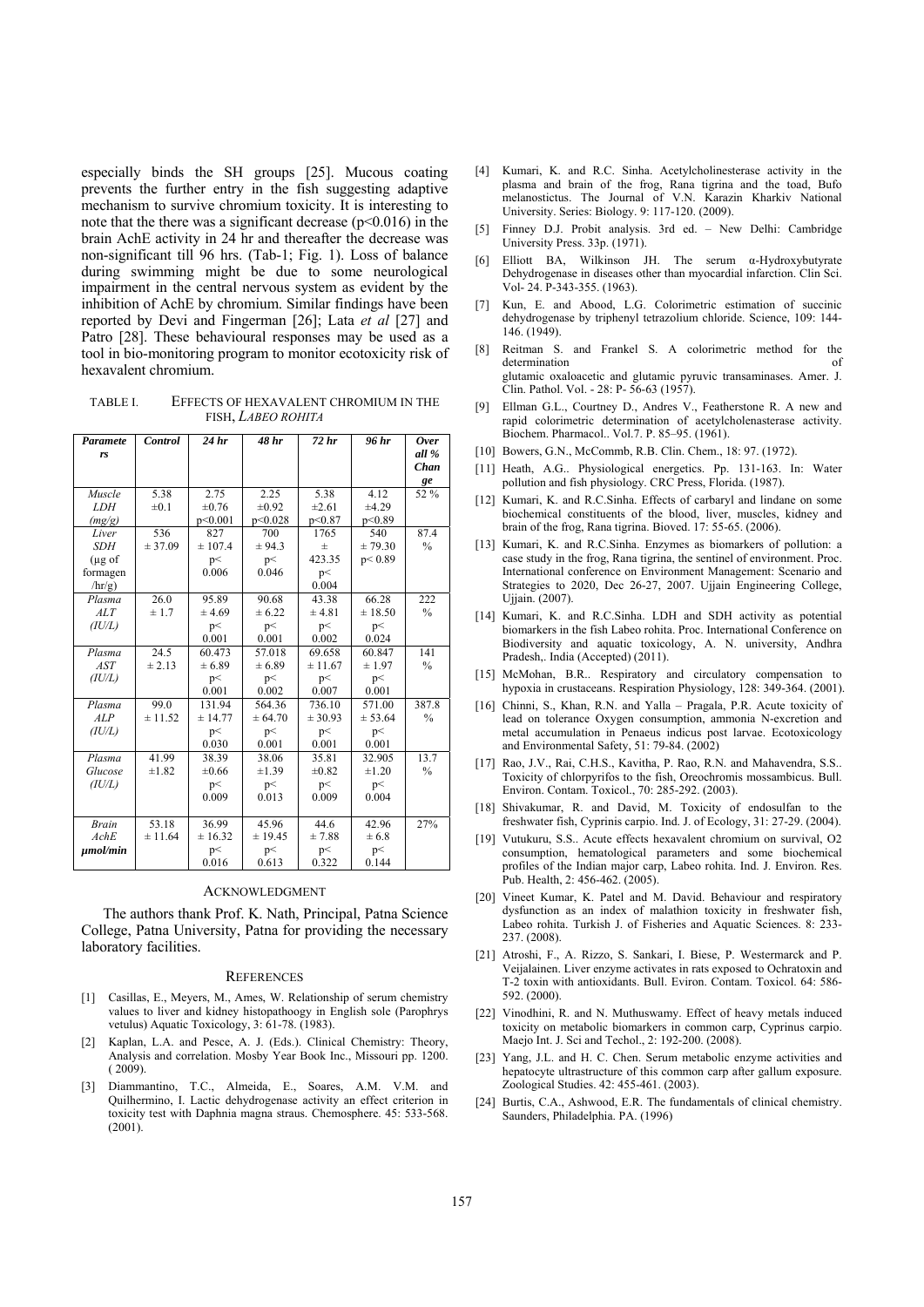especially binds the SH groups [25]. Mucous coating prevents the further entry in the fish suggesting adaptive mechanism to survive chromium toxicity. It is interesting to note that the there was a significant decrease ($p<0.016$) in the brain AchE activity in 24 hr and thereafter the decrease was non-significant till 96 hrs. (Tab-1; Fig. 1). Loss of balance during swimming might be due to some neurological impairment in the central nervous system as evident by the inhibition of AchE by chromium. Similar findings have been reported by Devi and Fingerman [26]; Lata *et al* [27] and Patro [28]. These behavioural responses may be used as a tool in bio-monitoring program to monitor ecotoxicity risk of hexavalent chromium.

TABLE I. EFFECTS OF HEXAVALENT CHROMIUM IN THE FISH, *LABEO ROHITA*

| *Parameters* | *Control* | *24 hr* | *48 hr* | *72 hr* | *96 hr* | *Over all % Change* |
|---|---|---|---|---|---|---|
| *Muscle LDH (mg/g)* | 5.38 ±0.1 | 2.75 ±0.76 p<0.001 | 2.25 ±0.92 p<0.028 | 5.38 ±2.61 p<0.87 | 4.12 ±4.29 p<0.89 | 52 % |
| *Liver SDH (µg of formagen /hr/g)* | 536 ± 37.09 | 827 ± 107.4 p< 0.006 | 700 ± 94.3 p< 0.046 | 1765 ± 423.35 p< 0.004 | 540 ± 79.30 p< 0.89 | 87.4 % |
| *Plasma ALT (IU/L)* | 26.0 ± 1.7 | 95.89 ± 4.69 p< 0.001 | 90.68 ± 6.22 p< 0.001 | 43.38 ± 4.81 p< 0.002 | 66.28 ± 18.50 p< 0.024 | 222 % |
| *Plasma AST (IU/L)* | 24.5 ± 2.13 | 60.473 ± 6.89 p< 0.001 | 57.018 ± 6.89 p< 0.002 | 69.658 ± 11.67 p< 0.007 | 60.847 ± 1.97 p< 0.001 | 141 % |
| *Plasma ALP (IU/L)* | 99.0 ± 11.52 | 131.94 ± 14.77 p< 0.030 | 564.36 ± 64.70 p< 0.001 | 736.10 ± 30.93 p< 0.001 | 571.00 ± 53.64 p< 0.001 | 387.8 % |
| *Plasma Glucose (IU/L)* | 41.99 ±1.82 | 38.39 ±0.66 p< 0.009 | 38.06 ±1.39 p< 0.013 | 35.81 ±0.82 p< 0.009 | 32.905 ±1.20 p< 0.004 | 13.7 % |
| *Brain AchE µmol/min* | 53.18 ± 11.64 | 36.99 ± 16.32 p< 0.016 | 45.96 ± 19.45 p< 0.613 | 44.6 ± 7.88 p< 0.322 | 42.96 ± 6.8 p< 0.144 | 27% |

## ACKNOWLEDGMENT

The authors thank Prof. K. Nath, Principal, Patna Science College, Patna University, Patna for providing the necessary laboratory facilities.

## REFERENCES

[1] Casillas, E., Meyers, M., Ames, W. Relationship of serum chemistry values to liver and kidney histopathoogy in English sole (Parophrys vetulus) Aquatic Toxicology, 3: 61-78. (1983).

[2] Kaplan, L.A. and Pesce, A. J. (Eds.). Clinical Chemistry: Theory, Analysis and correlation. Mosby Year Book Inc., Missouri pp. 1200. ( 2009).

[3] Diammantino, T.C., Almeida, E., Soares, A.M. V.M. and Quilhermino, I. Lactic dehydrogenase activity an effect criterion in toxicity test with Daphnia magna straus. Chemosphere. 45: 533-568. (2001).

[4] Kumari, K. and R.C. Sinha. Acetylcholinesterase activity in the plasma and brain of the frog, Rana tigrina and the toad, Bufo melanostictus. The Journal of V.N. Karazin Kharkiv National University. Series: Biology. 9: 117-120. (2009).

[5] Finney D.J. Probit analysis. 3rd ed. – New Delhi: Cambridge University Press. 33p. (1971).

[6] Elliott BA, Wilkinson JH. The serum α-Hydroxybutyrate Dehydrogenase in diseases other than myocardial infarction. Clin Sci. Vol- 24. P-343-355. (1963).

[7] Kun, E. and Abood, L.G. Colorimetric estimation of succinic dehydrogenase by triphenyl tetrazolium chloride. Science, 109: 144-146. (1949).

[8] Reitman S. and Frankel S. A colorimetric method for the determination of glutamic oxaloacetic and glutamic pyruvic transaminases. Amer. J. Clin. Pathol. Vol. - 28: P- 56-63 (1957).

[9] Ellman G.L., Courtney D., Andres V., Featherstone R. A new and rapid colorimetric determination of acetylcholenasterase activity. Biochem. Pharmacol.. Vol.7. P. 85–95. (1961).

[10] Bowers, G.N., McCommb, R.B. Clin. Chem., 18: 97. (1972).

[11] Heath, A.G.. Physiological energetics. Pp. 131-163. In: Water pollution and fish physiology. CRC Press, Florida. (1987).

[12] Kumari, K. and R.C.Sinha. Effects of carbaryl and lindane on some biochemical constituents of the blood, liver, muscles, kidney and brain of the frog, Rana tigrina. Bioved. 17: 55-65. (2006).

[13] Kumari, K. and R.C.Sinha. Enzymes as biomarkers of pollution: a case study in the frog, Rana tigrina, the sentinel of environment. Proc. International conference on Environment Management: Scenario and Strategies to 2020, Dec 26-27, 2007. Ujjain Engineering College, Ujjain. (2007).

[14] Kumari, K. and R.C.Sinha. LDH and SDH activity as potential biomarkers in the fish Labeo rohita. Proc. International Conference on Biodiversity and aquatic toxicology, A. N. university, Andhra Pradesh,. India (Accepted) (2011).

[15] McMohan, B.R.. Respiratory and circulatory compensation to hypoxia in crustaceans. Respiration Physiology, 128: 349-364. (2001).

[16] Chinni, S., Khan, R.N. and Yalla – Pragala, P.R. Acute toxicity of lead on tolerance Oxygen consumption, ammonia N-excretion and metal accumulation in Penaeus indicus post larvae. Ecotoxicology and Environmental Safety, 51: 79-84. (2002)

[17] Rao, J.V., Rai, C.H.S., Kavitha, P. Rao, R.N. and Mahavendra, S.S.. Toxicity of chlorpyrifos to the fish, Oreochromis mossambicus. Bull. Environ. Contam. Toxicol., 70: 285-292. (2003).

[18] Shivakumar, R. and David, M. Toxicity of endosulfan to the freshwater fish, Cyprinis carpio. Ind. J. of Ecology, 31: 27-29. (2004).

[19] Vutukuru, S.S.. Acute effects hexavalent chromium on survival, O2 consumption, hematological parameters and some biochemical profiles of the Indian major carp, Labeo rohita. Ind. J. Environ. Res. Pub. Health, 2: 456-462. (2005).

[20] Vineet Kumar, K. Patel and M. David. Behaviour and respiratory dysfunction as an index of malathion toxicity in freshwater fish, Labeo rohita. Turkish J. of Fisheries and Aquatic Sciences. 8: 233-237. (2008).

[21] Atroshi, F., A. Rizzo, S. Sankari, I. Biese, P. Westermarck and P. Veijalainen. Liver enzyme activates in rats exposed to Ochratoxin and T-2 toxin with antioxidants. Bull. Eviron. Contam. Toxicol. 64: 586-592. (2000).

[22] Vinodhini, R. and N. Muthuswamy. Effect of heavy metals induced toxicity on metabolic biomarkers in common carp, Cyprinus carpio. Maejo Int. J. Sci and Techol., 2: 192-200. (2008).

[23] Yang, J.L. and H. C. Chen. Serum metabolic enzyme activities and hepatocyte ultrastructure of this common carp after gallum exposure. Zoological Studies. 42: 455-461. (2003).

[24] Burtis, C.A., Ashwood, E.R. The fundamentals of clinical chemistry. Saunders, Philadelphia. PA. (1996)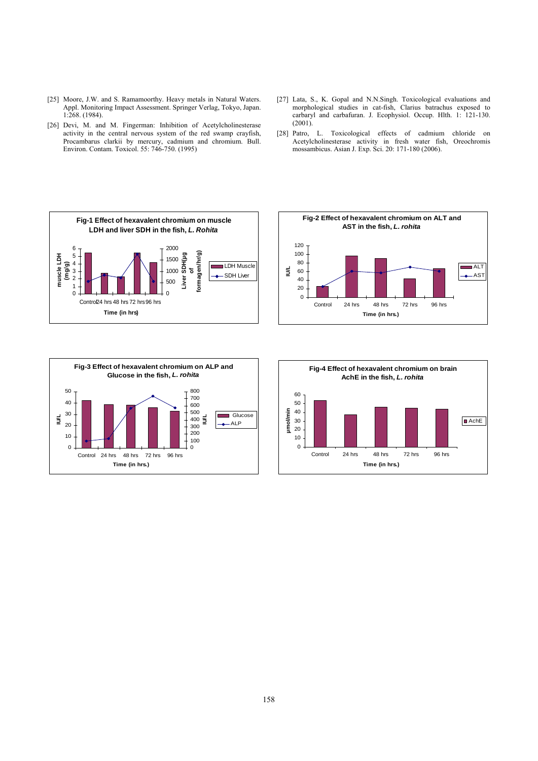[25] Moore, J.W. and S. Ramamoorthy. Heavy metals in Natural Waters. Appl. Monitoring Impact Assessment. Springer Verlag, Tokyo, Japan. 1:268. (1984).

[26] Devi, M. and M. Fingerman: Inhibition of Acetylcholinesterase activity in the central nervous system of the red swamp crayfish, Procambarus clarkii by mercury, cadmium and chromium. Bull. Environ. Contam. Toxicol. 55: 746-750. (1995)

[27] Lata, S., K. Gopal and N.N.Singh. Toxicological evaluations and morphological studies in cat-fish, Clarius batrachus exposed to carbaryl and carbafuran. J. Ecophysiol. Occup. Hlth. 1: 121-130. (2001).

[28] Patro, L. Toxicological effects of cadmium chloride on Acetylcholinesterase activity in fresh water fish, Oreochromis mossambicus. Asian J. Exp. Sci. 20: 171-180 (2006).

**Fig-1 Effect of hexavalent chromium on muscle LDH and liver SDH in the fish, *L. Rohita***

muscle LDH (mg/g)
0 1 2 3 4 5 6
Liver SDH(µg of formagen/hr/g)
0 500 1000 1500 2000
Control 24 hrs 48 hrs 72 hrs 96 hrs
Time (in hrs)
LDH Muscle
SDH Liver

**Fig-2 Effect of hexavalent chromium on ALT and AST in the fish, *L. rohita***

IU/L
0 20 40 60 80 100 120
Control 24 hrs 48 hrs 72 hrs 96 hrs
Time (in hrs.)
ALT
AST

**Fig-3 Effect of hexavalent chromium on ALP and Glucose in the fish, *L. rohita***

IU/L
0 10 20 30 40 50
IU/L
0 100 200 300 400 500 600 700 800
Control 24 hrs 48 hrs 72 hrs 96 hrs
Time (in hrs.)
Glucose
ALP

**Fig-4 Effect of hexavalent chromium on brain AchE in the fish, *L. rohita***

µmol/min
0 10 20 30 40 50 60
Control 24 hrs 48 hrs 72 hrs 96 hrs
Time (in hrs.)
AchE